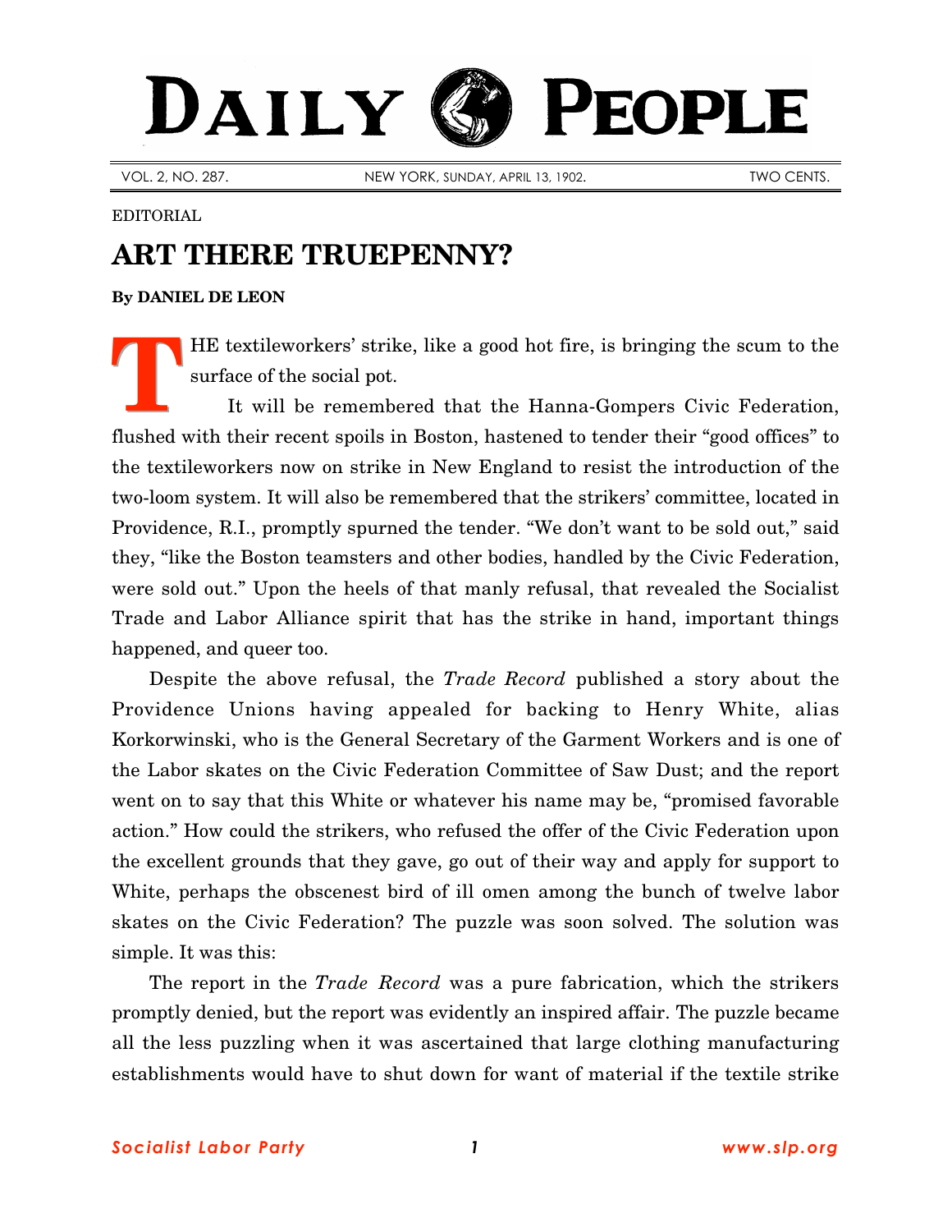# DAILY PEOPLE

VOL. 2, NO. 287. NEW YORK, SUNDAY, APRIL 13, 1902. TWO CENTS.

EDITORIAL

## ART THERE TRUEPENNY?

**By DANIEL DE LEON**

THE textileworkers' strike, like a good hot fire, is bringing the scum to the surface of the social pot.

It will be remembered that the Hanna-Gompers Civic Federation, flushed with their recent spoils in Boston, hastened to tender their "good offices" to the textileworkers now on strike in New England to resist the introduction of the two-loom system. It will also be remembered that the strikers' committee, located in Providence, R.I., promptly spurned the tender. "We don't want to be sold out," said they, "like the Boston teamsters and other bodies, handled by the Civic Federation, were sold out." Upon the heels of that manly refusal, that revealed the Socialist Trade and Labor Alliance spirit that has the strike in hand, important things happened, and queer too.

Despite the above refusal, the *Trade Record* published a story about the Providence Unions having appealed for backing to Henry White, alias Korkorwinski, who is the General Secretary of the Garment Workers and is one of the Labor skates on the Civic Federation Committee of Saw Dust; and the report went on to say that this White or whatever his name may be, "promised favorable action." How could the strikers, who refused the offer of the Civic Federation upon the excellent grounds that they gave, go out of their way and apply for support to White, perhaps the obscenest bird of ill omen among the bunch of twelve labor skates on the Civic Federation? The puzzle was soon solved. The solution was simple. It was this:

The report in the *Trade Record* was a pure fabrication, which the strikers promptly denied, but the report was evidently an inspired affair. The puzzle became all the less puzzling when it was ascertained that large clothing manufacturing establishments would have to shut down for want of material if the textile strike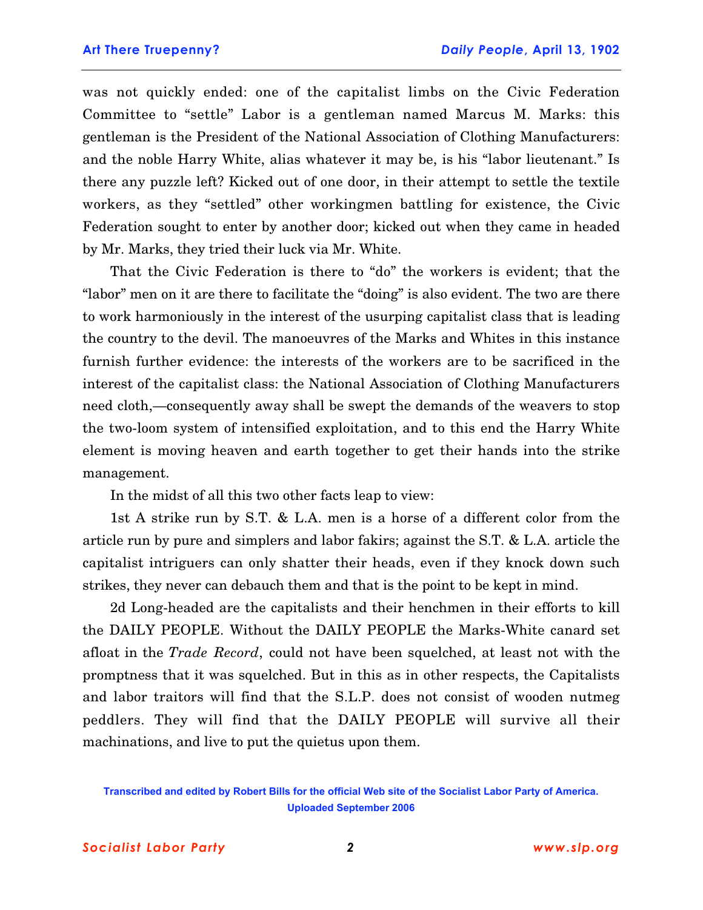was not quickly ended: one of the capitalist limbs on the Civic Federation Committee to "settle" Labor is a gentleman named Marcus M. Marks: this gentleman is the President of the National Association of Clothing Manufacturers: and the noble Harry White, alias whatever it may be, is his "labor lieutenant." Is there any puzzle left? Kicked out of one door, in their attempt to settle the textile workers, as they "settled" other workingmen battling for existence, the Civic Federation sought to enter by another door; kicked out when they came in headed by Mr. Marks, they tried their luck via Mr. White.

That the Civic Federation is there to "do" the workers is evident; that the "labor" men on it are there to facilitate the "doing" is also evident. The two are there to work harmoniously in the interest of the usurping capitalist class that is leading the country to the devil. The manoeuvres of the Marks and Whites in this instance furnish further evidence: the interests of the workers are to be sacrificed in the interest of the capitalist class: the National Association of Clothing Manufacturers need cloth,—consequently away shall be swept the demands of the weavers to stop the two-loom system of intensified exploitation, and to this end the Harry White element is moving heaven and earth together to get their hands into the strike management.

In the midst of all this two other facts leap to view:

1st A strike run by S.T. & L.A. men is a horse of a different color from the article run by pure and simplers and labor fakirs; against the S.T. & L.A. article the capitalist intriguers can only shatter their heads, even if they knock down such strikes, they never can debauch them and that is the point to be kept in mind.

2d Long-headed are the capitalists and their henchmen in their efforts to kill the DAILY PEOPLE. Without the DAILY PEOPLE the Marks-White canard set afloat in the *Trade Record*, could not have been squelched, at least not with the promptness that it was squelched. But in this as in other respects, the Capitalists and labor traitors will find that the S.L.P. does not consist of wooden nutmeg peddlers. They will find that the DAILY PEOPLE will survive all their machinations, and live to put the quietus upon them.

**Transcribed and edited by Robert Bills for the official Web site of the Socialist Labor Party of America. Uploaded September 2006**